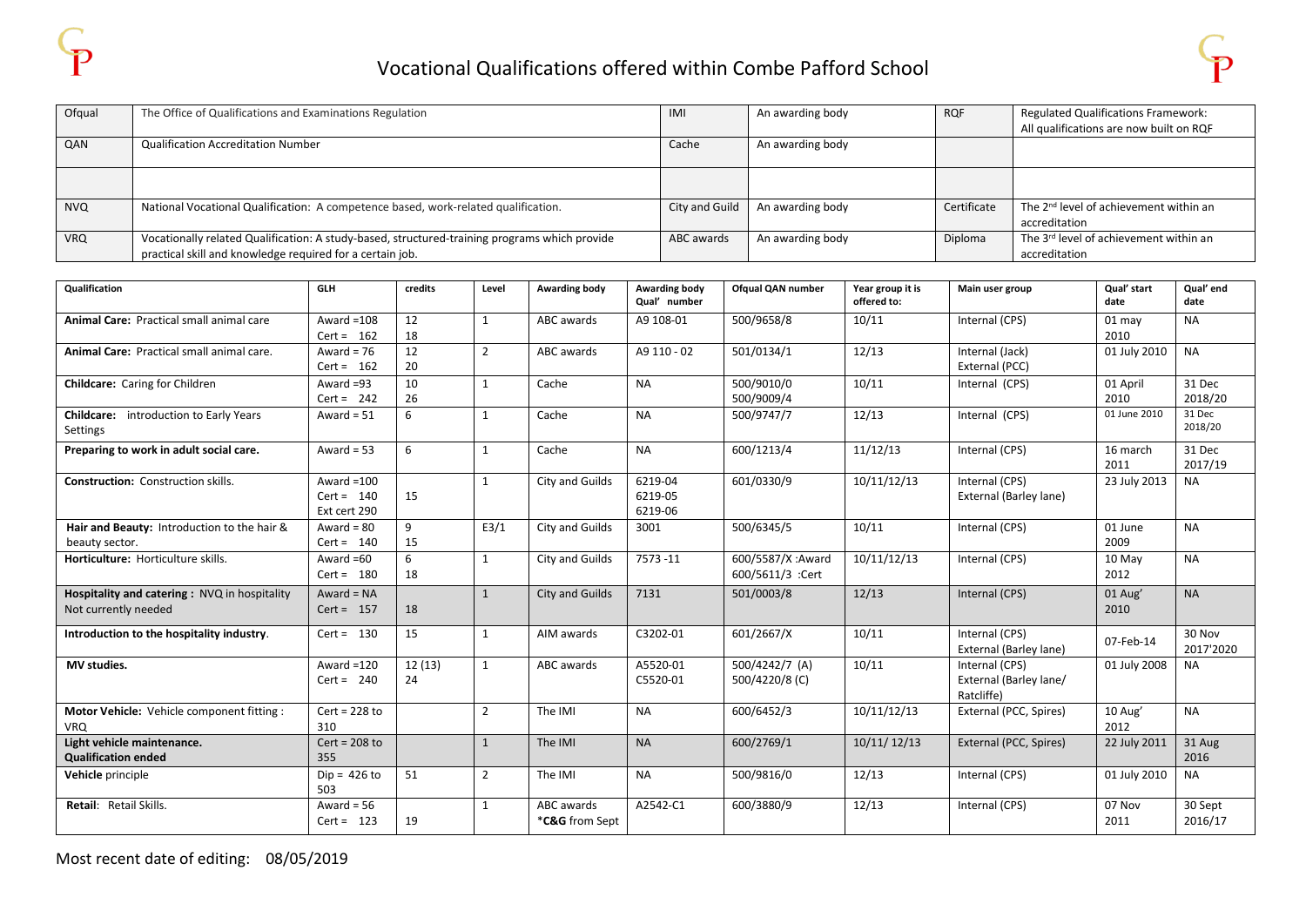# Vocational Qualifications offered within Combe Pafford School

| Ofqual | The Office of Qualifications and Examinations Regulation | IMI | An awarding body | RQF | Regulated Qualifications Framework: All qualifications are now built on RQF |
|---|---|---|---|---|---|
| QAN | Qualification Accreditation Number | Cache | An awarding body | | |
| | | | | | |
| NVQ | National Vocational Qualification: A competence based, work-related qualification. | City and Guild | An awarding body | Certificate | The 2nd level of achievement within an accreditation |
| VRQ | Vocationally related Qualification: A study-based, structured-training programs which provide practical skill and knowledge required for a certain job. | ABC awards | An awarding body | Diploma | The 3rd level of achievement within an accreditation |

| Qualification | GLH | credits | Level | Awarding body | Awarding body Qual' number | Ofqual QAN number | Year group it is offered to: | Main user group | Qual' start date | Qual' end date |
|---|---|---|---|---|---|---|---|---|---|---|
| **Animal Care:** Practical small animal care | Award =108<br>Cert = 162 | 12<br>18 | 1 | ABC awards | A9 108-01 | 500/9658/8 | 10/11 | Internal (CPS) | 01 may 2010 | NA |
| **Animal Care:** Practical small animal care. | Award = 76<br>Cert = 162 | 12<br>20 | 2 | ABC awards | A9 110 - 02 | 501/0134/1 | 12/13 | Internal (Jack)<br>External (PCC) | 01 July 2010 | NA |
| **Childcare:** Caring for Children | Award =93<br>Cert = 242 | 10<br>26 | 1 | Cache | NA | 500/9010/0<br>500/9009/4 | 10/11 | Internal (CPS) | 01 April 2010 | 31 Dec 2018/20 |
| **Childcare:** introduction to Early Years Settings | Award = 51 | 6 | 1 | Cache | NA | 500/9747/7 | 12/13 | Internal (CPS) | 01 June 2010 | 31 Dec 2018/20 |
| **Preparing to work in adult social care.** | Award = 53 | 6 | 1 | Cache | NA | 600/1213/4 | 11/12/13 | Internal (CPS) | 16 march 2011 | 31 Dec 2017/19 |
| **Construction:** Construction skills. | Award =100<br>Cert = 140<br>Ext cert 290 | 15 | 1 | City and Guilds | 6219-04<br>6219-05<br>6219-06 | 601/0330/9 | 10/11/12/13 | Internal (CPS)<br>External (Barley lane) | 23 July 2013 | NA |
| **Hair and Beauty:** Introduction to the hair & beauty sector. | Award = 80<br>Cert = 140 | 9<br>15 | E3/1 | City and Guilds | 3001 | 500/6345/5 | 10/11 | Internal (CPS) | 01 June 2009 | NA |
| **Horticulture:** Horticulture skills. | Award =60<br>Cert = 180 | 6<br>18 | 1 | City and Guilds | 7573 -11 | 600/5587/X :Award<br>600/5611/3 :Cert | 10/11/12/13 | Internal (CPS) | 10 May 2012 | NA |
| **Hospitality and catering :** NVQ in hospitality<br>Not currently needed | Award = NA<br>Cert = 157 | 18 | 1 | City and Guilds | 7131 | 501/0003/8 | 12/13 | Internal (CPS) | 01 Aug' 2010 | NA |
| **Introduction to the hospitality industry**. | Cert = 130 | 15 | 1 | AIM awards | C3202-01 | 601/2667/X | 10/11 | Internal (CPS)<br>External (Barley lane) | 07-Feb-14 | 30 Nov 2017'2020 |
| **MV studies.** | Award =120<br>Cert = 240 | 12 (13)<br>24 | 1 | ABC awards | A5520-01<br>C5520-01 | 500/4242/7 (A)<br>500/4220/8 (C) | 10/11 | Internal (CPS)<br>External (Barley lane/ Ratcliffe) | 01 July 2008 | NA |
| **Motor Vehicle:** Vehicle component fitting : VRQ | Cert = 228 to 310 | | 2 | The IMI | NA | 600/6452/3 | 10/11/12/13 | External (PCC, Spires) | 10 Aug' 2012 | NA |
| **Light vehicle maintenance.**<br>**Qualification ended** | Cert = 208 to 355 | | 1 | The IMI | NA | 600/2769/1 | 10/11/ 12/13 | External (PCC, Spires) | 22 July 2011 | 31 Aug 2016 |
| **Vehicle** principle | Dip = 426 to 503 | 51 | 2 | The IMI | NA | 500/9816/0 | 12/13 | Internal (CPS) | 01 July 2010 | NA |
| **Retail**: Retail Skills. | Award = 56<br>Cert = 123 | 19 | 1 | ABC awards<br>*C&G from Sept | A2542-C1 | 600/3880/9 | 12/13 | Internal (CPS) | 07 Nov 2011 | 30 Sept 2016/17 |

Most recent date of editing: 08/05/2019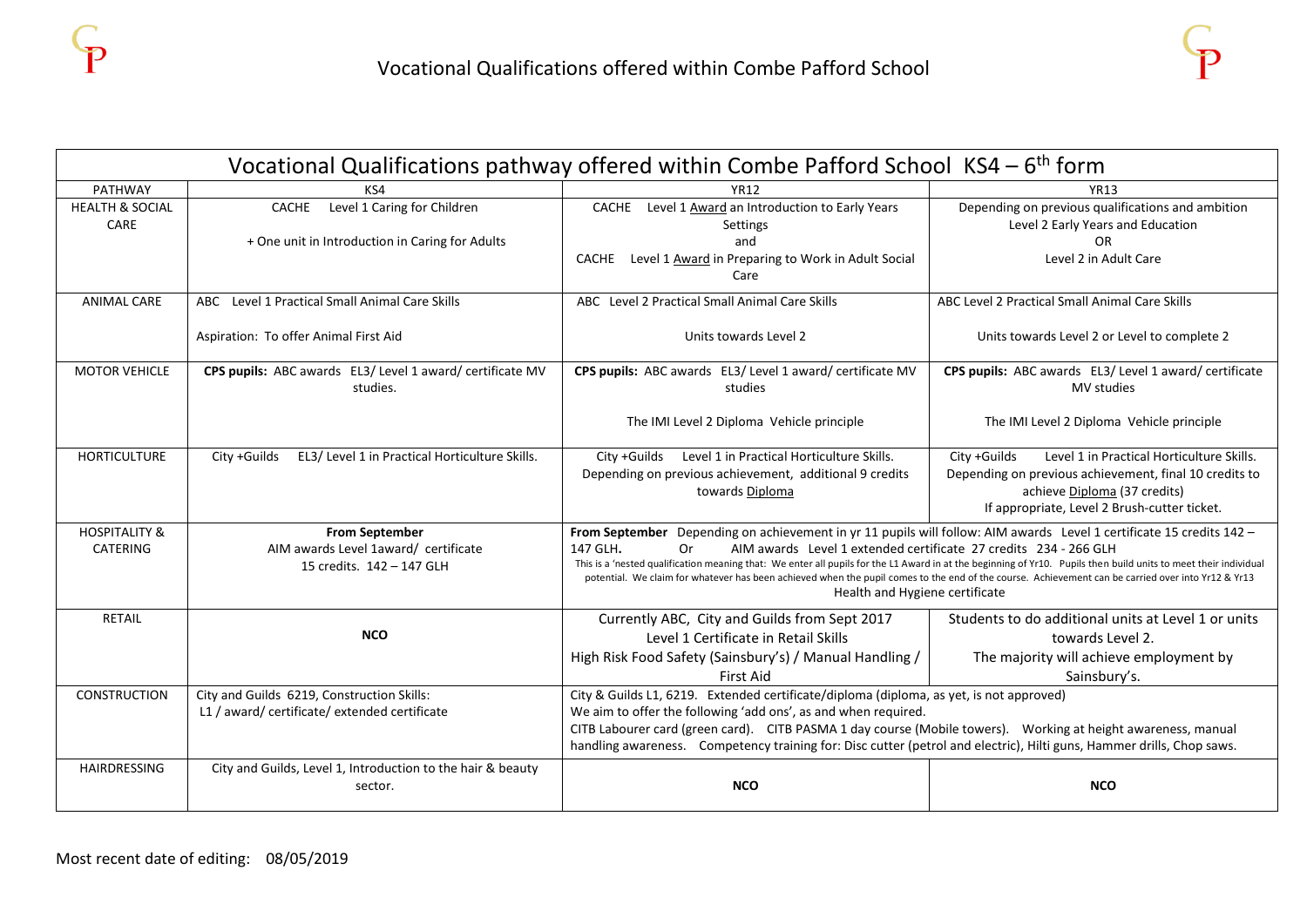# Vocational Qualifications offered within Combe Pafford School

| Vocational Qualifications pathway offered within Combe Pafford School KS4 – 6th form | | | |
|---|---|---|---|
| PATHWAY | KS4 | YR12 | YR13 |
| HEALTH & SOCIAL CARE | CACHE Level 1 Caring for Children<br><br>+ One unit in Introduction in Caring for Adults | CACHE Level 1 Award an Introduction to Early Years Settings<br>and<br>CACHE Level 1 Award in Preparing to Work in Adult Social Care | Depending on previous qualifications and ambition<br>Level 2 Early Years and Education<br>OR<br>Level 2 in Adult Care |
| ANIMAL CARE | ABC Level 1 Practical Small Animal Care Skills<br><br>Aspiration: To offer Animal First Aid | ABC Level 2 Practical Small Animal Care Skills<br><br>Units towards Level 2 | ABC Level 2 Practical Small Animal Care Skills<br><br>Units towards Level 2 or Level to complete 2 |
| MOTOR VEHICLE | **CPS pupils:** ABC awards EL3/ Level 1 award/ certificate MV studies. | **CPS pupils:** ABC awards EL3/ Level 1 award/ certificate MV studies<br><br>The IMI Level 2 Diploma Vehicle principle | **CPS pupils:** ABC awards EL3/ Level 1 award/ certificate MV studies<br><br>The IMI Level 2 Diploma Vehicle principle |
| HORTICULTURE | City +Guilds EL3/ Level 1 in Practical Horticulture Skills. | City +Guilds Level 1 in Practical Horticulture Skills.<br>Depending on previous achievement, additional 9 credits towards Diploma | City +Guilds Level 1 in Practical Horticulture Skills.<br>Depending on previous achievement, final 10 credits to achieve Diploma (37 credits)<br>If appropriate, Level 2 Brush-cutter ticket. |
| HOSPITALITY & CATERING | **From September**<br>AIM awards Level 1award/ certificate<br>15 credits. 142 – 147 GLH | **From September** Depending on achievement in yr 11 pupils will follow: AIM awards Level 1 certificate 15 credits 142 – 147 GLH. Or AIM awards Level 1 extended certificate 27 credits 234 - 266 GLH<br>This is a 'nested qualification meaning that: We enter all pupils for the L1 Award in at the beginning of Yr10. Pupils then build units to meet their individual potential. We claim for whatever has been achieved when the pupil comes to the end of the course. Achievement can be carried over into Yr12 & Yr13<br>Health and Hygiene certificate | |
| RETAIL | **NCO** | Currently ABC, City and Guilds from Sept 2017<br>Level 1 Certificate in Retail Skills<br>High Risk Food Safety (Sainsbury's) / Manual Handling / First Aid | Students to do additional units at Level 1 or units towards Level 2.<br>The majority will achieve employment by Sainsbury's. |
| CONSTRUCTION | City and Guilds 6219, Construction Skills:<br>L1 / award/ certificate/ extended certificate | City & Guilds L1, 6219. Extended certificate/diploma (diploma, as yet, is not approved)<br>We aim to offer the following 'add ons', as and when required.<br>CITB Labourer card (green card). CITB PASMA 1 day course (Mobile towers). Working at height awareness, manual handling awareness. Competency training for: Disc cutter (petrol and electric), Hilti guns, Hammer drills, Chop saws. | |
| HAIRDRESSING | City and Guilds, Level 1, Introduction to the hair & beauty sector. | **NCO** | **NCO** |

Most recent date of editing: 08/05/2019